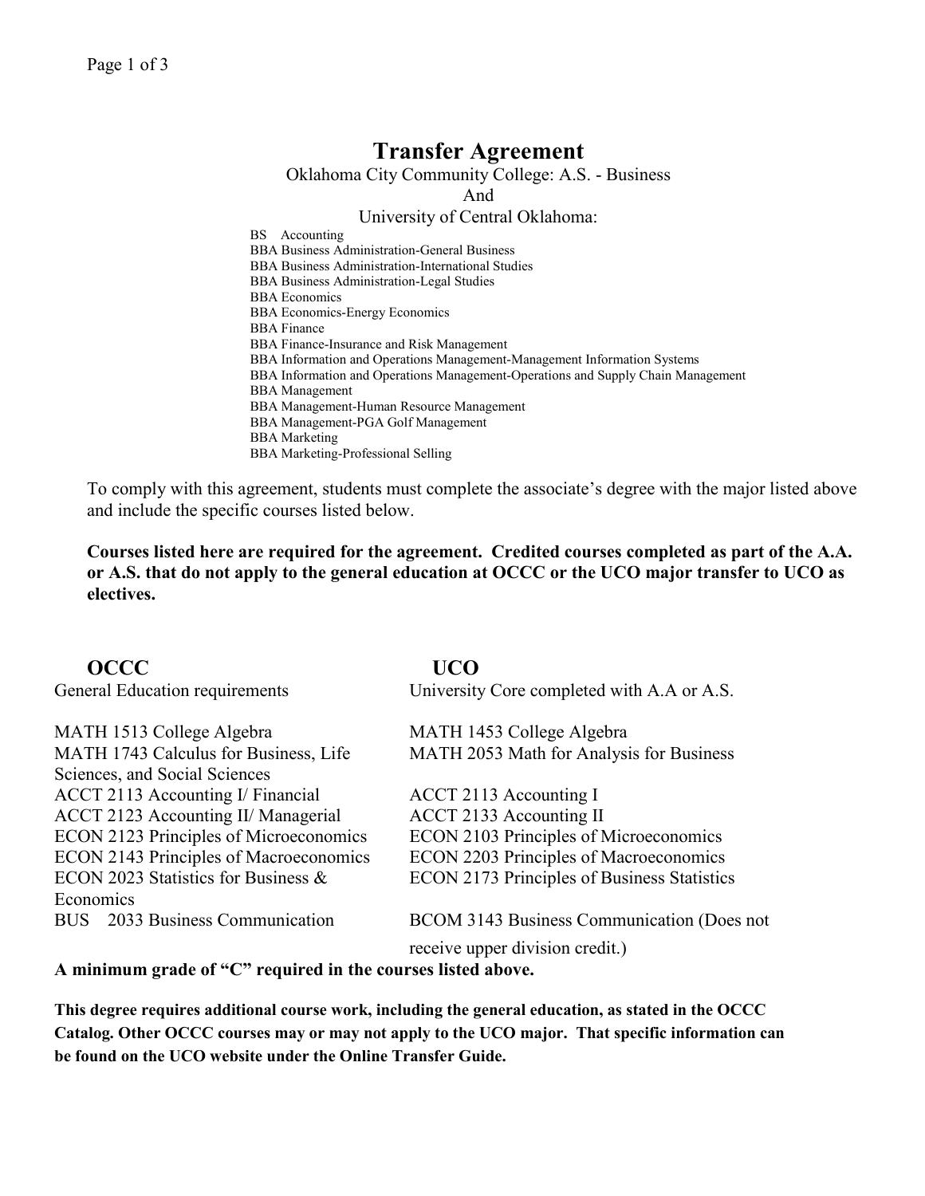# Transfer Agreement

Oklahoma City Community College: A.S. - Business
And
University of Central Oklahoma:

BS Accounting
BBA Business Administration-General Business
BBA Business Administration-International Studies
BBA Business Administration-Legal Studies
BBA Economics
BBA Economics-Energy Economics
BBA Finance
BBA Finance-Insurance and Risk Management
BBA Information and Operations Management-Management Information Systems
BBA Information and Operations Management-Operations and Supply Chain Management
BBA Management
BBA Management-Human Resource Management
BBA Management-PGA Golf Management
BBA Marketing
BBA Marketing-Professional Selling

To comply with this agreement, students must complete the associate's degree with the major listed above and include the specific courses listed below.

**Courses listed here are required for the agreement. Credited courses completed as part of the A.A. or A.S. that do not apply to the general education at OCCC or the UCO major transfer to UCO as electives.**

| OCCC | UCO |
|---|---|
| General Education requirements | University Core completed with A.A or A.S. |
| MATH 1513 College Algebra | MATH 1453 College Algebra |
| MATH 1743 Calculus for Business, Life Sciences, and Social Sciences | MATH 2053 Math for Analysis for Business |
| ACCT 2113 Accounting I/ Financial | ACCT 2113 Accounting I |
| ACCT 2123 Accounting II/ Managerial | ACCT 2133 Accounting II |
| ECON 2123 Principles of Microeconomics | ECON 2103 Principles of Microeconomics |
| ECON 2143 Principles of Macroeconomics | ECON 2203 Principles of Macroeconomics |
| ECON 2023 Statistics for Business & Economics | ECON 2173 Principles of Business Statistics |
| BUS 2033 Business Communication | BCOM 3143 Business Communication (Does not receive upper division credit.) |

**A minimum grade of "C" required in the courses listed above.**

**This degree requires additional course work, including the general education, as stated in the OCCC Catalog. Other OCCC courses may or may not apply to the UCO major. That specific information can be found on the UCO website under the Online Transfer Guide.**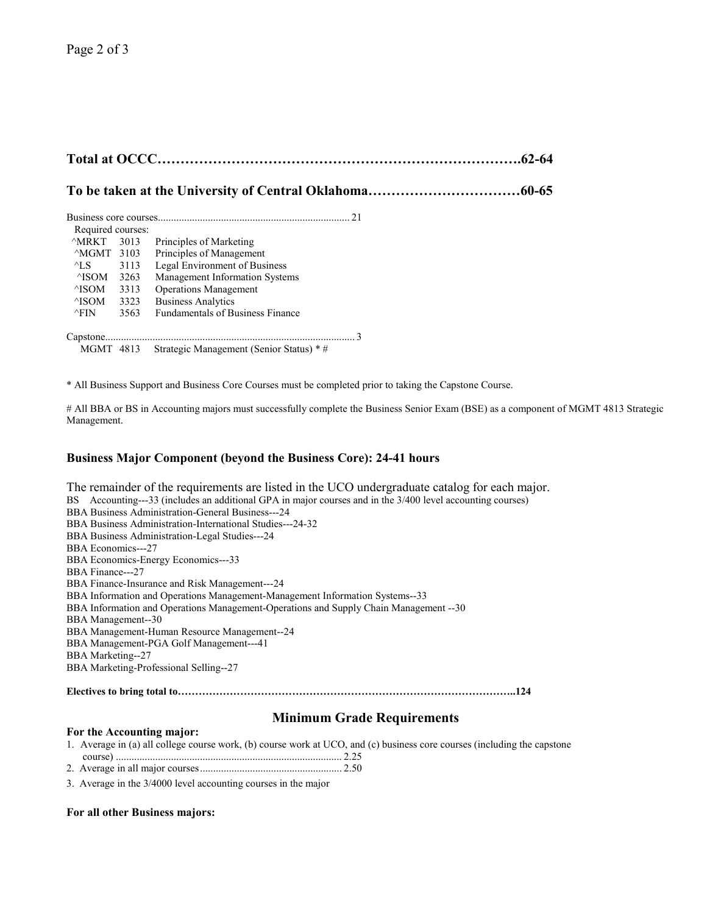**Total at OCCC……………………………………………………………………….62-64**

**To be taken at the University of Central Oklahoma……………………………60-65**

Business core courses........................................................................ 21

Required courses:

| | | |
|---|---|---|
| ^MRKT | 3013 | Principles of Marketing |
| ^MGMT | 3103 | Principles of Management |
| ^LS | 3113 | Legal Environment of Business |
| ^ISOM | 3263 | Management Information Systems |
| ^ISOM | 3313 | Operations Management |
| ^ISOM | 3323 | Business Analytics |
| ^FIN | 3563 | Fundamentals of Business Finance |

Capstone.............................................................................................. 3

MGMT 4813 Strategic Management (Senior Status) * #

* All Business Support and Business Core Courses must be completed prior to taking the Capstone Course.

# All BBA or BS in Accounting majors must successfully complete the Business Senior Exam (BSE) as a component of MGMT 4813 Strategic Management.

### Business Major Component (beyond the Business Core): 24-41 hours

The remainder of the requirements are listed in the UCO undergraduate catalog for each major.

BS Accounting---33 (includes an additional GPA in major courses and in the 3/400 level accounting courses)
BBA Business Administration-General Business---24
BBA Business Administration-International Studies---24-32
BBA Business Administration-Legal Studies---24
BBA Economics---27
BBA Economics-Energy Economics---33
BBA Finance---27
BBA Finance-Insurance and Risk Management---24
BBA Information and Operations Management-Management Information Systems--33
BBA Information and Operations Management-Operations and Supply Chain Management --30
BBA Management--30
BBA Management-Human Resource Management--24
BBA Management-PGA Golf Management---41
BBA Marketing--27
BBA Marketing-Professional Selling--27

**Electives to bring total to……………………………………………………………………………………..124**

## Minimum Grade Requirements

**For the Accounting major:**

1. Average in (a) all college course work, (b) course work at UCO, and (c) business core courses (including the capstone course) ..................................................................................... 2.25
2. Average in all major courses...................................................... 2.50
3. Average in the 3/4000 level accounting courses in the major

**For all other Business majors:**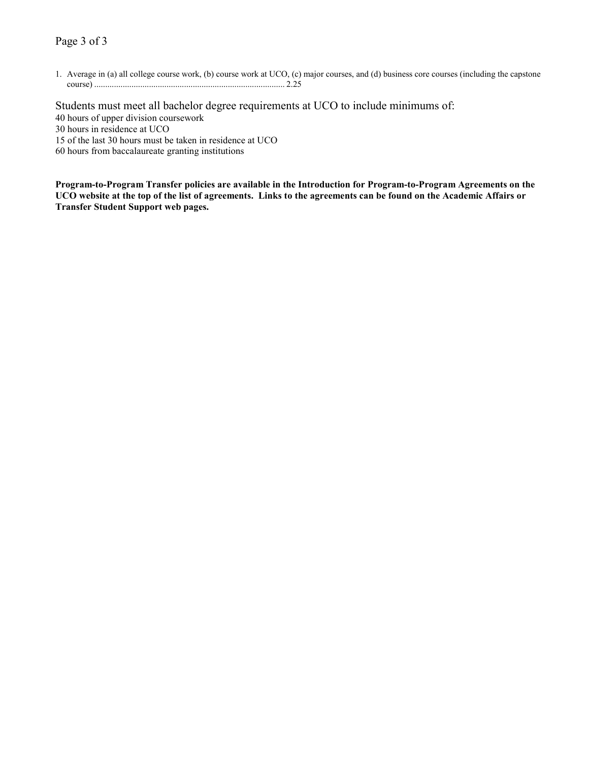1. Average in (a) all college course work, (b) course work at UCO, (c) major courses, and (d) business core courses (including the capstone course) ...................................................................................... 2.25

Students must meet all bachelor degree requirements at UCO to include minimums of:

40 hours of upper division coursework
30 hours in residence at UCO
15 of the last 30 hours must be taken in residence at UCO
60 hours from baccalaureate granting institutions

**Program-to-Program Transfer policies are available in the Introduction for Program-to-Program Agreements on the UCO website at the top of the list of agreements. Links to the agreements can be found on the Academic Affairs or Transfer Student Support web pages.**